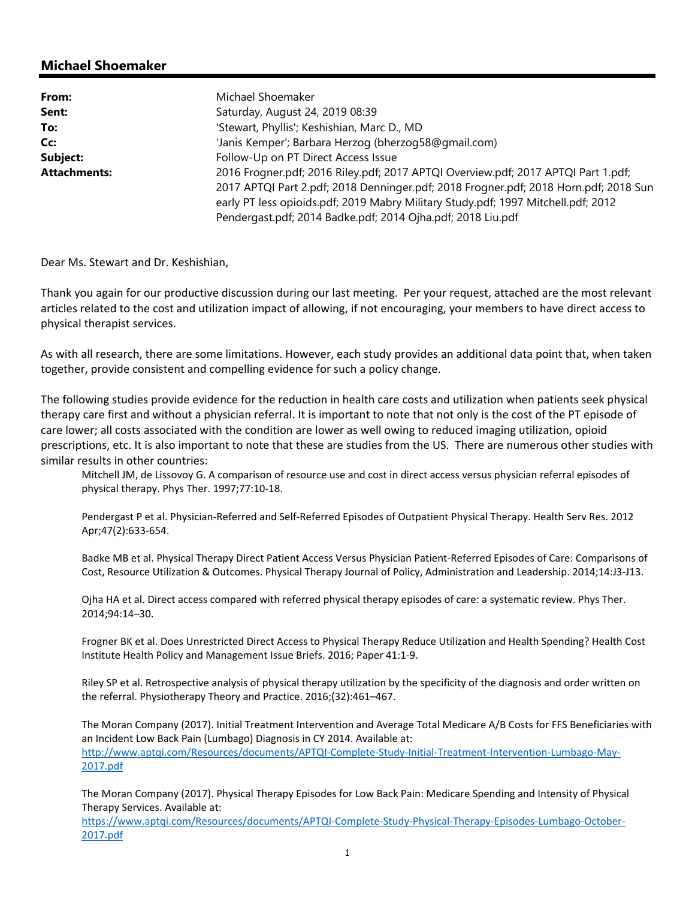## Michael Shoemaker

| | |
|---|---|
| **From:** | Michael Shoemaker |
| **Sent:** | Saturday, August 24, 2019 08:39 |
| **To:** | 'Stewart, Phyllis'; Keshishian, Marc D., MD |
| **Cc:** | 'Janis Kemper'; Barbara Herzog (bherzog58@gmail.com) |
| **Subject:** | Follow-Up on PT Direct Access Issue |
| **Attachments:** | 2016 Frogner.pdf; 2016 Riley.pdf; 2017 APTQI Overview.pdf; 2017 APTQI Part 1.pdf; 2017 APTQI Part 2.pdf; 2018 Denninger.pdf; 2018 Frogner.pdf; 2018 Horn.pdf; 2018 Sun early PT less opioids.pdf; 2019 Mabry Military Study.pdf; 1997 Mitchell.pdf; 2012 Pendergast.pdf; 2014 Badke.pdf; 2014 Ojha.pdf; 2018 Liu.pdf |

Dear Ms. Stewart and Dr. Keshishian,

Thank you again for our productive discussion during our last meeting. Per your request, attached are the most relevant articles related to the cost and utilization impact of allowing, if not encouraging, your members to have direct access to physical therapist services.

As with all research, there are some limitations. However, each study provides an additional data point that, when taken together, provide consistent and compelling evidence for such a policy change.

The following studies provide evidence for the reduction in health care costs and utilization when patients seek physical therapy care first and without a physician referral. It is important to note that not only is the cost of the PT episode of care lower; all costs associated with the condition are lower as well owing to reduced imaging utilization, opioid prescriptions, etc. It is also important to note that these are studies from the US. There are numerous other studies with similar results in other countries:

> Mitchell JM, de Lissovoy G. A comparison of resource use and cost in direct access versus physician referral episodes of physical therapy. Phys Ther. 1997;77:10-18.
>
> Pendergast P et al. Physician-Referred and Self-Referred Episodes of Outpatient Physical Therapy. Health Serv Res. 2012 Apr;47(2):633-654.
>
> Badke MB et al. Physical Therapy Direct Patient Access Versus Physician Patient-Referred Episodes of Care: Comparisons of Cost, Resource Utilization & Outcomes. Physical Therapy Journal of Policy, Administration and Leadership. 2014;14:J3-J13.
>
> Ojha HA et al. Direct access compared with referred physical therapy episodes of care: a systematic review. Phys Ther. 2014;94:14–30.
>
> Frogner BK et al. Does Unrestricted Direct Access to Physical Therapy Reduce Utilization and Health Spending? Health Cost Institute Health Policy and Management Issue Briefs. 2016; Paper 41:1-9.
>
> Riley SP et al. Retrospective analysis of physical therapy utilization by the specificity of the diagnosis and order written on the referral. Physiotherapy Theory and Practice. 2016;(32):461–467.
>
> The Moran Company (2017). Initial Treatment Intervention and Average Total Medicare A/B Costs for FFS Beneficiaries with an Incident Low Back Pain (Lumbago) Diagnosis in CY 2014. Available at: http://www.aptqi.com/Resources/documents/APTQI-Complete-Study-Initial-Treatment-Intervention-Lumbago-May-2017.pdf
>
> The Moran Company (2017). Physical Therapy Episodes for Low Back Pain: Medicare Spending and Intensity of Physical Therapy Services. Available at: https://www.aptqi.com/Resources/documents/APTQI-Complete-Study-Physical-Therapy-Episodes-Lumbago-October-2017.pdf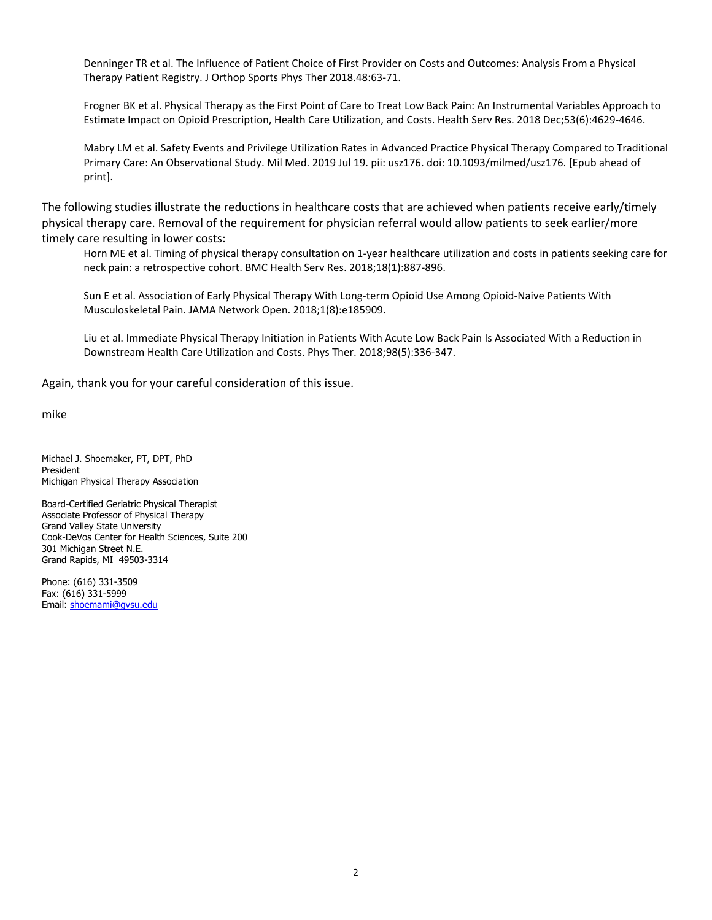Denninger TR et al. The Influence of Patient Choice of First Provider on Costs and Outcomes: Analysis From a Physical Therapy Patient Registry. J Orthop Sports Phys Ther 2018.48:63-71.

Frogner BK et al. Physical Therapy as the First Point of Care to Treat Low Back Pain: An Instrumental Variables Approach to Estimate Impact on Opioid Prescription, Health Care Utilization, and Costs. Health Serv Res. 2018 Dec;53(6):4629-4646.

Mabry LM et al. Safety Events and Privilege Utilization Rates in Advanced Practice Physical Therapy Compared to Traditional Primary Care: An Observational Study. Mil Med. 2019 Jul 19. pii: usz176. doi: 10.1093/milmed/usz176. [Epub ahead of print].

The following studies illustrate the reductions in healthcare costs that are achieved when patients receive early/timely physical therapy care. Removal of the requirement for physician referral would allow patients to seek earlier/more timely care resulting in lower costs:

Horn ME et al. Timing of physical therapy consultation on 1-year healthcare utilization and costs in patients seeking care for neck pain: a retrospective cohort. BMC Health Serv Res. 2018;18(1):887-896.

Sun E et al. Association of Early Physical Therapy With Long-term Opioid Use Among Opioid-Naive Patients With Musculoskeletal Pain. JAMA Network Open. 2018;1(8):e185909.

Liu et al. Immediate Physical Therapy Initiation in Patients With Acute Low Back Pain Is Associated With a Reduction in Downstream Health Care Utilization and Costs. Phys Ther. 2018;98(5):336-347.

Again, thank you for your careful consideration of this issue.

mike

Michael J. Shoemaker, PT, DPT, PhD
President
Michigan Physical Therapy Association

Board-Certified Geriatric Physical Therapist
Associate Professor of Physical Therapy
Grand Valley State University
Cook-DeVos Center for Health Sciences, Suite 200
301 Michigan Street N.E.
Grand Rapids, MI 49503-3314

Phone: (616) 331-3509
Fax: (616) 331-5999
Email: shoemami@gvsu.edu